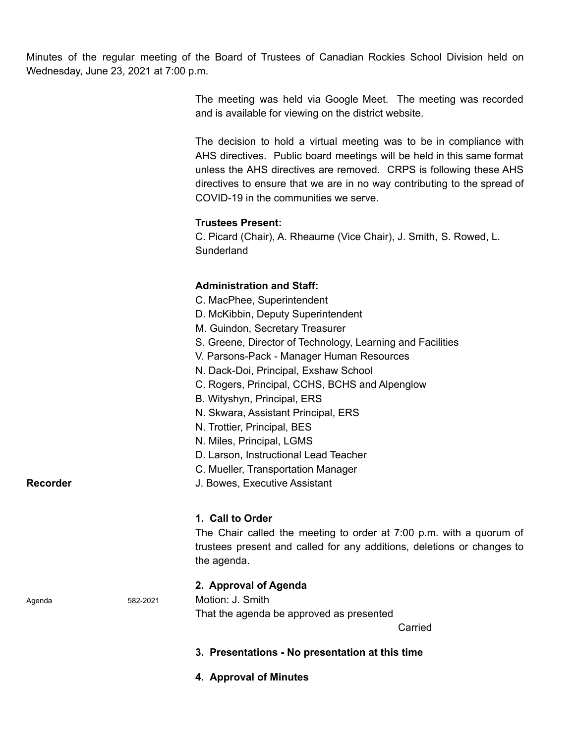Minutes of the regular meeting of the Board of Trustees of Canadian Rockies School Division held on Wednesday, June 23, 2021 at 7:00 p.m.

The meeting was held via Google Meet. The meeting was recorded and is available for viewing on the district website.

The decision to hold a virtual meeting was to be in compliance with AHS directives. Public board meetings will be held in this same format unless the AHS directives are removed. CRPS is following these AHS directives to ensure that we are in no way contributing to the spread of COVID-19 in the communities we serve.

**Trustees Present:**
C. Picard (Chair), A. Rheaume (Vice Chair), J. Smith, S. Rowed, L. Sunderland

**Administration and Staff:**
C. MacPhee, Superintendent
D. McKibbin, Deputy Superintendent
M. Guindon, Secretary Treasurer
S. Greene, Director of Technology, Learning and Facilities
V. Parsons-Pack - Manager Human Resources
N. Dack-Doi, Principal, Exshaw School
C. Rogers, Principal, CCHS, BCHS and Alpenglow
B. Wityshyn, Principal, ERS
N. Skwara, Assistant Principal, ERS
N. Trottier, Principal, BES
N. Miles, Principal, LGMS
D. Larson, Instructional Lead Teacher
C. Mueller, Transportation Manager

**Recorder** J. Bowes, Executive Assistant

**1. Call to Order**

The Chair called the meeting to order at 7:00 p.m. with a quorum of trustees present and called for any additions, deletions or changes to the agenda.

**2. Approval of Agenda**

Agenda 582-2021
Motion: J. Smith
That the agenda be approved as presented

Carried

**3. Presentations - No presentation at this time**

**4. Approval of Minutes**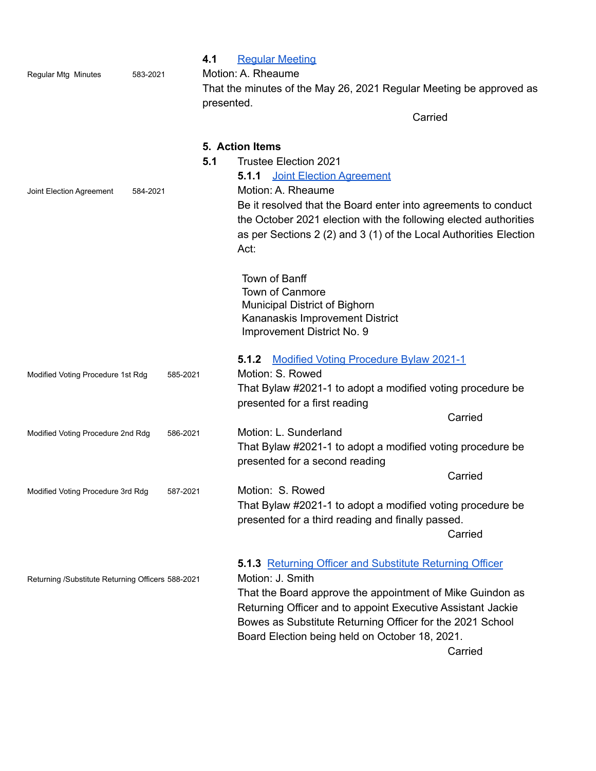Regular Mtg Minutes 583-2021

**4.1** Regular Meeting

Motion: A. Rheaume

That the minutes of the May 26, 2021 Regular Meeting be approved as presented.

Carried

## 5. Action Items

**5.1** Trustee Election 2021

**5.1.1** Joint Election Agreement

Joint Election Agreement 584-2021

Motion: A. Rheaume

Be it resolved that the Board enter into agreements to conduct the October 2021 election with the following elected authorities as per Sections 2 (2) and 3 (1) of the Local Authorities Election Act:

Town of Banff
Town of Canmore
Municipal District of Bighorn
Kananaskis Improvement District
Improvement District No. 9

**5.1.2** Modified Voting Procedure Bylaw 2021-1

Modified Voting Procedure 1st Rdg 585-2021

Motion: S. Rowed

That Bylaw #2021-1 to adopt a modified voting procedure be presented for a first reading

Carried

Modified Voting Procedure 2nd Rdg 586-2021

Motion: L. Sunderland

That Bylaw #2021-1 to adopt a modified voting procedure be presented for a second reading

Carried

Modified Voting Procedure 3rd Rdg 587-2021

Motion: S. Rowed

That Bylaw #2021-1 to adopt a modified voting procedure be presented for a third reading and finally passed.

Carried

**5.1.3** Returning Officer and Substitute Returning Officer

Returning /Substitute Returning Officers 588-2021

Motion: J. Smith

That the Board approve the appointment of Mike Guindon as Returning Officer and to appoint Executive Assistant Jackie Bowes as Substitute Returning Officer for the 2021 School Board Election being held on October 18, 2021.

Carried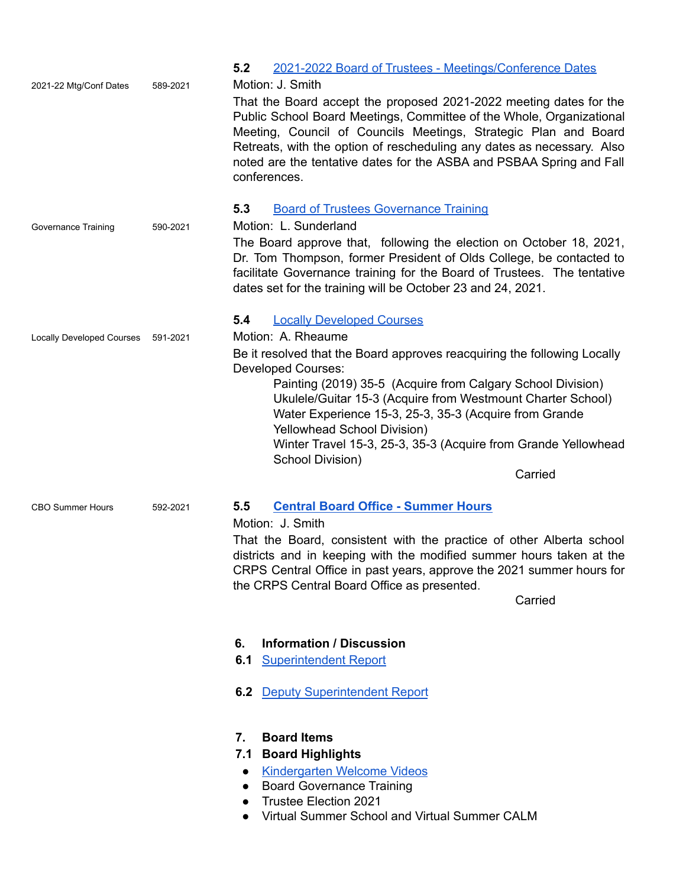### 5.2 2021-2022 Board of Trustees - Meetings/Conference Dates

2021-22 Mtg/Conf Dates 589-2021

Motion: J. Smith

That the Board accept the proposed 2021-2022 meeting dates for the Public School Board Meetings, Committee of the Whole, Organizational Meeting, Council of Councils Meetings, Strategic Plan and Board Retreats, with the option of rescheduling any dates as necessary. Also noted are the tentative dates for the ASBA and PSBAA Spring and Fall conferences.

### 5.3 Board of Trustees Governance Training

Governance Training 590-2021

Motion: L. Sunderland

The Board approve that, following the election on October 18, 2021, Dr. Tom Thompson, former President of Olds College, be contacted to facilitate Governance training for the Board of Trustees. The tentative dates set for the training will be October 23 and 24, 2021.

### 5.4 Locally Developed Courses

Locally Developed Courses 591-2021

Motion: A. Rheaume

Be it resolved that the Board approves reacquiring the following Locally Developed Courses:

- Painting (2019) 35-5 (Acquire from Calgary School Division)
- Ukulele/Guitar 15-3 (Acquire from Westmount Charter School)
- Water Experience 15-3, 25-3, 35-3 (Acquire from Grande Yellowhead School Division)
- Winter Travel 15-3, 25-3, 35-3 (Acquire from Grande Yellowhead School Division)

Carried

### 5.5 **Central Board Office - Summer Hours**

CBO Summer Hours 592-2021

Motion: J. Smith

That the Board, consistent with the practice of other Alberta school districts and in keeping with the modified summer hours taken at the CRPS Central Office in past years, approve the 2021 summer hours for the CRPS Central Board Office as presented.

Carried

## 6. Information / Discussion

**6.1** Superintendent Report

**6.2** Deputy Superintendent Report

## 7. Board Items

**7.1 Board Highlights**

- Kindergarten Welcome Videos
- Board Governance Training
- Trustee Election 2021
- Virtual Summer School and Virtual Summer CALM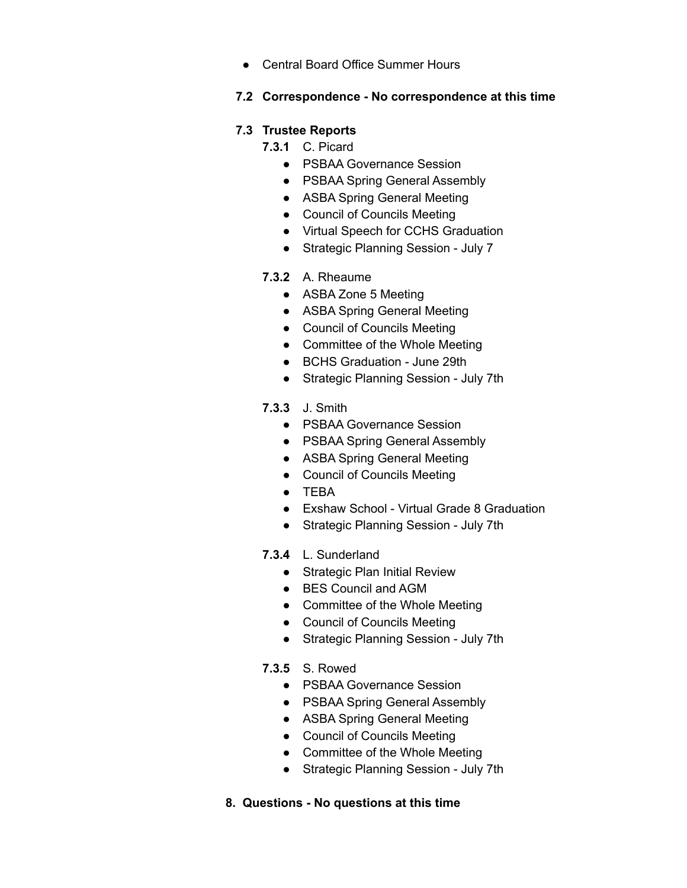- Central Board Office Summer Hours

**7.2 Correspondence - No correspondence at this time**

**7.3 Trustee Reports**

**7.3.1** C. Picard

- PSBAA Governance Session
- PSBAA Spring General Assembly
- ASBA Spring General Meeting
- Council of Councils Meeting
- Virtual Speech for CCHS Graduation
- Strategic Planning Session - July 7

**7.3.2** A. Rheaume

- ASBA Zone 5 Meeting
- ASBA Spring General Meeting
- Council of Councils Meeting
- Committee of the Whole Meeting
- BCHS Graduation - June 29th
- Strategic Planning Session - July 7th

**7.3.3** J. Smith

- PSBAA Governance Session
- PSBAA Spring General Assembly
- ASBA Spring General Meeting
- Council of Councils Meeting
- TEBA
- Exshaw School - Virtual Grade 8 Graduation
- Strategic Planning Session - July 7th

**7.3.4** L. Sunderland

- Strategic Plan Initial Review
- BES Council and AGM
- Committee of the Whole Meeting
- Council of Councils Meeting
- Strategic Planning Session - July 7th

**7.3.5** S. Rowed

- PSBAA Governance Session
- PSBAA Spring General Assembly
- ASBA Spring General Meeting
- Council of Councils Meeting
- Committee of the Whole Meeting
- Strategic Planning Session - July 7th

**8. Questions - No questions at this time**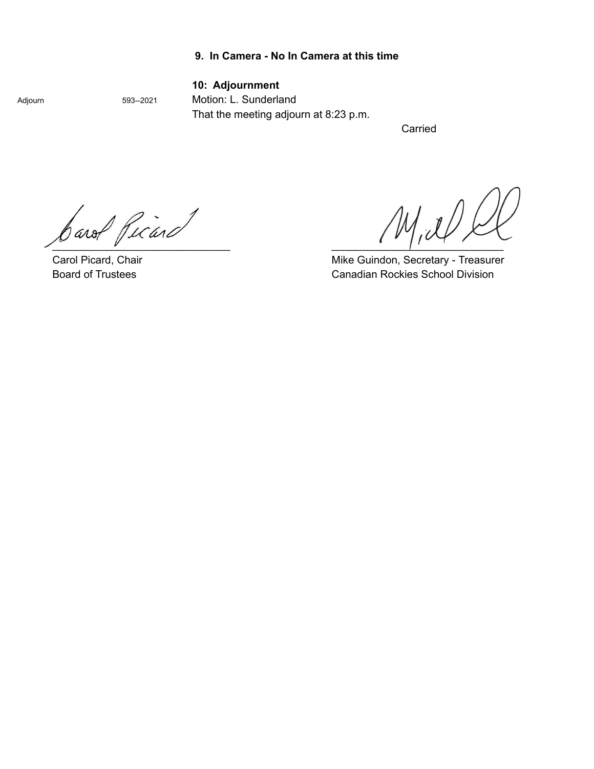**9. In Camera - No In Camera at this time**

**10: Adjournment**

Adjourn 593--2021

Motion: L. Sunderland

That the meeting adjourn at 8:23 p.m.

Carried

\_\_\_\_\_\_\_\_\_\_\_\_\_\_\_\_\_\_\_\_\_\_\_\_\_\_\_\_\_\_\_\_

Carol Picard, Chair
Board of Trustees

\_\_\_\_\_\_\_\_\_\_\_\_\_\_\_\_\_\_\_\_\_\_\_\_\_\_\_\_\_\_\_\_

Mike Guindon, Secretary - Treasurer
Canadian Rockies School Division